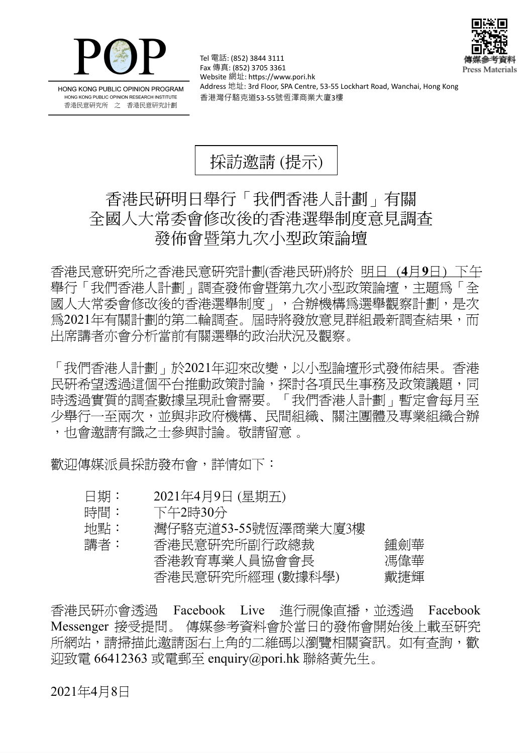POP

HONG KONG PUBLIC OPINION PROGRAM
HONG KONG PUBLIC OPINION RESEARCH INSTITUTE
香港民意研究所 之 香港民意研究計劃

Tel 電話: (852) 3844 3111
Fax 傳真: (852) 3705 3361
Website 網址: https://www.pori.hk
Address 地址: 3rd Floor, SPA Centre, 53-55 Lockhart Road, Wanchai, Hong Kong
香港灣仔駱克道53-55號恆澤商業大廈3樓

傳媒參考資料
Press Materials

採訪邀請 (提示)

# 香港民研明日舉行「我們香港人計劃」有關全國人大常委會修改後的香港選舉制度意見調查發佈會暨第九次小型政策論壇

香港民意研究所之香港民意研究計劃(香港民研)將於 明日 (**4**月**9**日) 下午舉行「我們香港人計劃」調查發佈會暨第九次小型政策論壇，主題爲「全國人大常委會修改後的香港選舉制度」，合辦機構爲選舉觀察計劃，是次爲2021年有關計劃的第二輪調查。屆時將發放意見群組最新調查結果，而出席講者亦會分析當前有關選舉的政治狀況及觀察。

「我們香港人計劃」於2021年迎來改變，以小型論壇形式發佈結果。香港民研希望透過這個平台推動政策討論，探討各項民生事務及政策議題，同時透過實質的調查數據呈現社會需要。「我們香港人計劃」暫定會每月至少舉行一至兩次，並與非政府機構、民間組織、關注團體及專業組織合辦，也會邀請有識之士參與討論。敬請留意 。

歡迎傳媒派員採訪發布會，詳情如下：

| | | |
|---|---|---|
| 日期： | 2021年4月9日 (星期五) | |
| 時間： | 下午2時30分 | |
| 地點： | 灣仔駱克道53-55號恆澤商業大廈3樓 | |
| 講者： | 香港民意研究所副行政總裁 | 鍾劍華 |
| | 香港教育專業人員協會會長 | 馮偉華 |
| | 香港民意研究所經理 (數據科學) | 戴捷輝 |

香港民研亦會透過 Facebook Live 進行視像直播，並透過 Facebook Messenger 接受提問。 傳媒參考資料會於當日的發佈會開始後上載至研究所網站，請掃描此邀請函右上角的二維碼以瀏覽相關資訊。如有查詢，歡迎致電 66412363 或電郵至 enquiry@pori.hk 聯絡黃先生。

2021年4月8日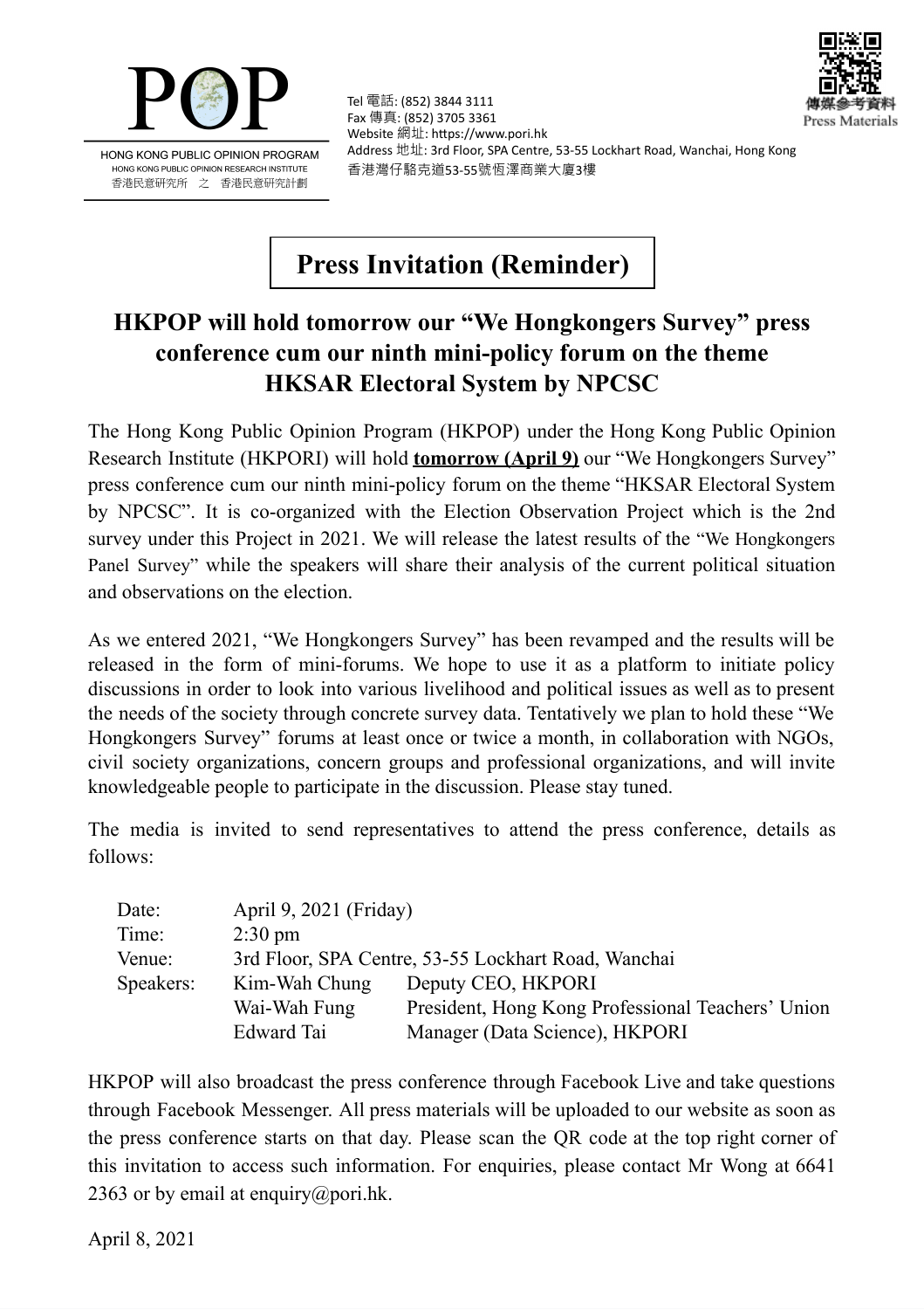POP

HONG KONG PUBLIC OPINION PROGRAM
HONG KONG PUBLIC OPINION RESEARCH INSTITUTE
香港民意研究所 之 香港民意研究計劃

Tel 電話: (852) 3844 3111
Fax 傳真: (852) 3705 3361
Website 網址: https://www.pori.hk
Address 地址: 3rd Floor, SPA Centre, 53-55 Lockhart Road, Wanchai, Hong Kong
香港灣仔駱克道53-55號恆澤商業大廈3樓

傳媒參考資料
Press Materials

# Press Invitation (Reminder)

## HKPOP will hold tomorrow our "We Hongkongers Survey" press conference cum our ninth mini-policy forum on the theme HKSAR Electoral System by NPCSC

The Hong Kong Public Opinion Program (HKPOP) under the Hong Kong Public Opinion Research Institute (HKPORI) will hold **tomorrow (April 9)** our "We Hongkongers Survey" press conference cum our ninth mini-policy forum on the theme "HKSAR Electoral System by NPCSC". It is co-organized with the Election Observation Project which is the 2nd survey under this Project in 2021. We will release the latest results of the "We Hongkongers Panel Survey" while the speakers will share their analysis of the current political situation and observations on the election.

As we entered 2021, "We Hongkongers Survey" has been revamped and the results will be released in the form of mini-forums. We hope to use it as a platform to initiate policy discussions in order to look into various livelihood and political issues as well as to present the needs of the society through concrete survey data. Tentatively we plan to hold these "We Hongkongers Survey" forums at least once or twice a month, in collaboration with NGOs, civil society organizations, concern groups and professional organizations, and will invite knowledgeable people to participate in the discussion. Please stay tuned.

The media is invited to send representatives to attend the press conference, details as follows:

| | | |
|---|---|---|
| Date: | April 9, 2021 (Friday) | |
| Time: | 2:30 pm | |
| Venue: | 3rd Floor, SPA Centre, 53-55 Lockhart Road, Wanchai | |
| Speakers: | Kim-Wah Chung | Deputy CEO, HKPORI |
| | Wai-Wah Fung | President, Hong Kong Professional Teachers' Union |
| | Edward Tai | Manager (Data Science), HKPORI |

HKPOP will also broadcast the press conference through Facebook Live and take questions through Facebook Messenger. All press materials will be uploaded to our website as soon as the press conference starts on that day. Please scan the QR code at the top right corner of this invitation to access such information. For enquiries, please contact Mr Wong at 6641 2363 or by email at enquiry@pori.hk.

April 8, 2021